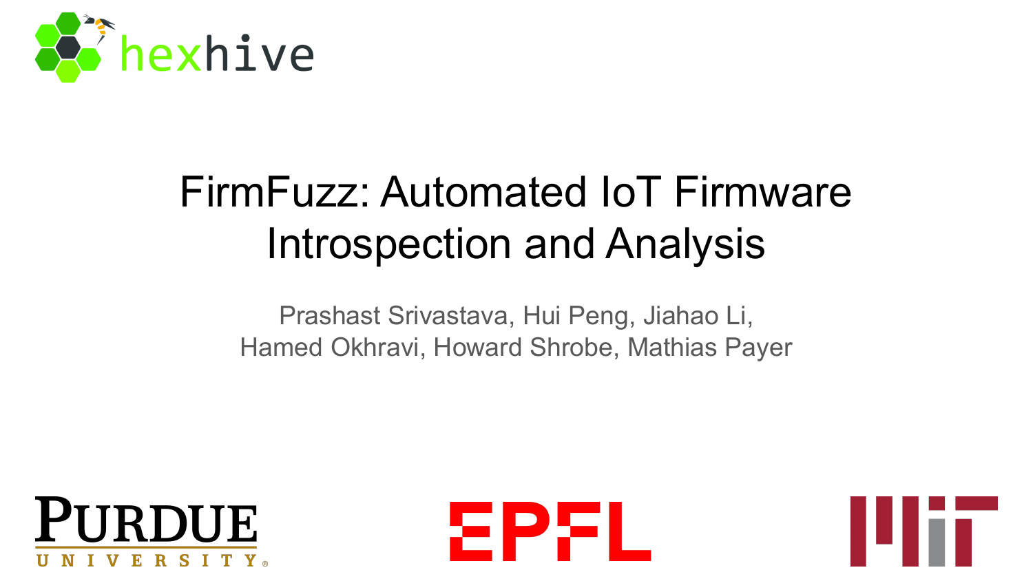hexhive

# FirmFuzz: Automated IoT Firmware Introspection and Analysis

Prashast Srivastava, Hui Peng, Jiahao Li,
Hamed Okhravi, Howard Shrobe, Mathias Payer

PURDUE UNIVERSITY

EPFL

MIT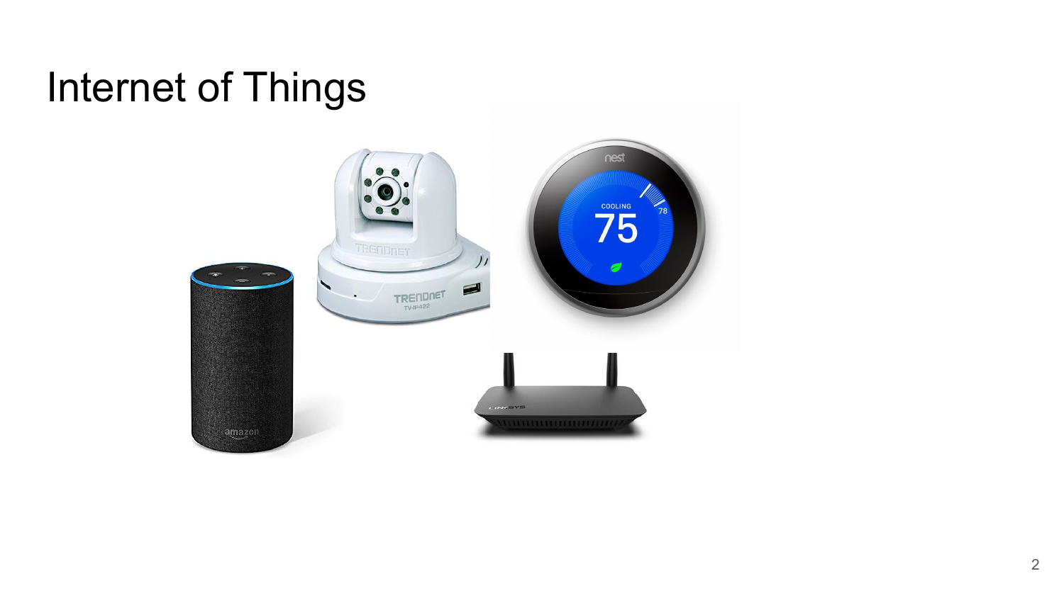# Internet of Things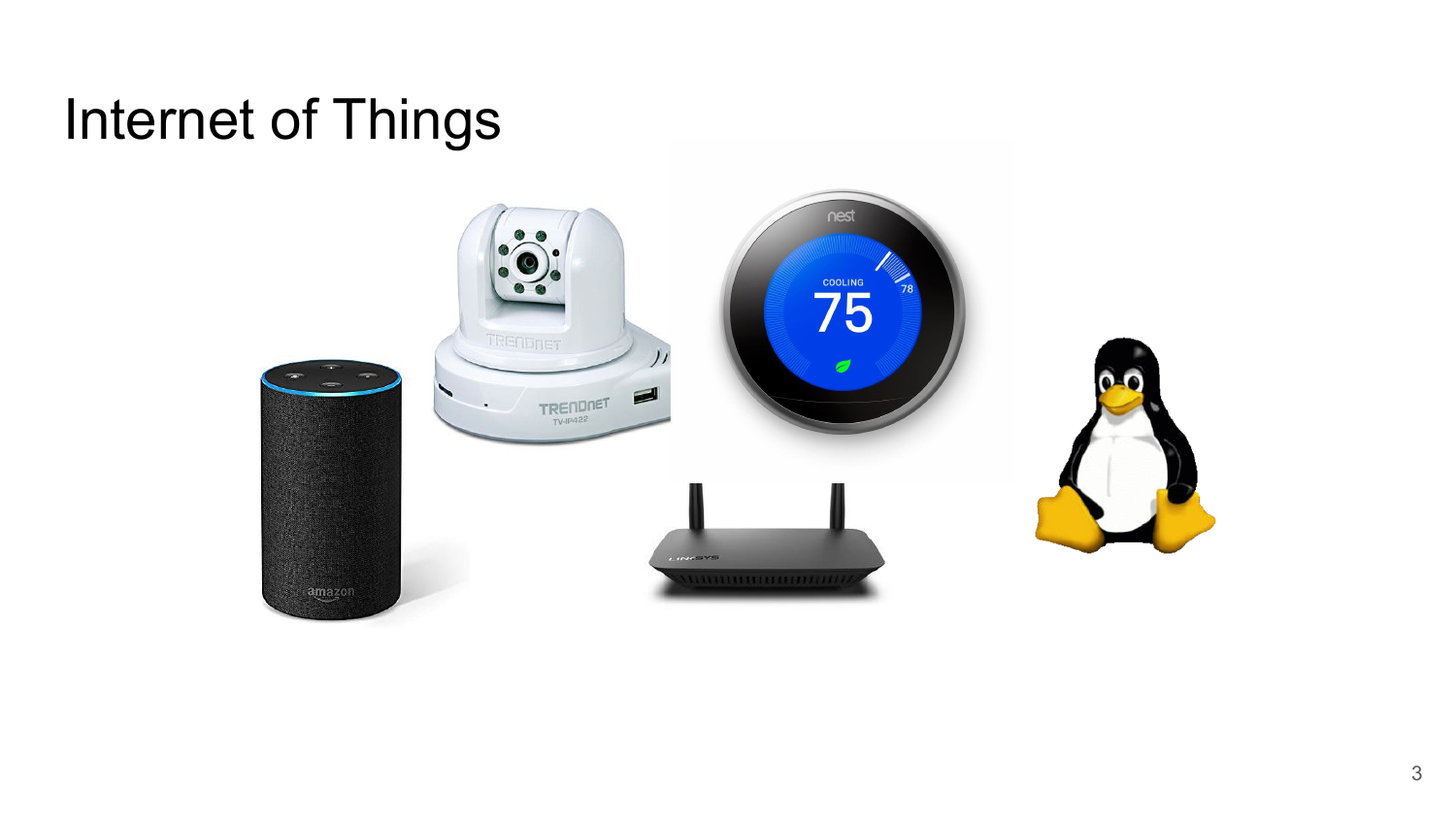# Internet of Things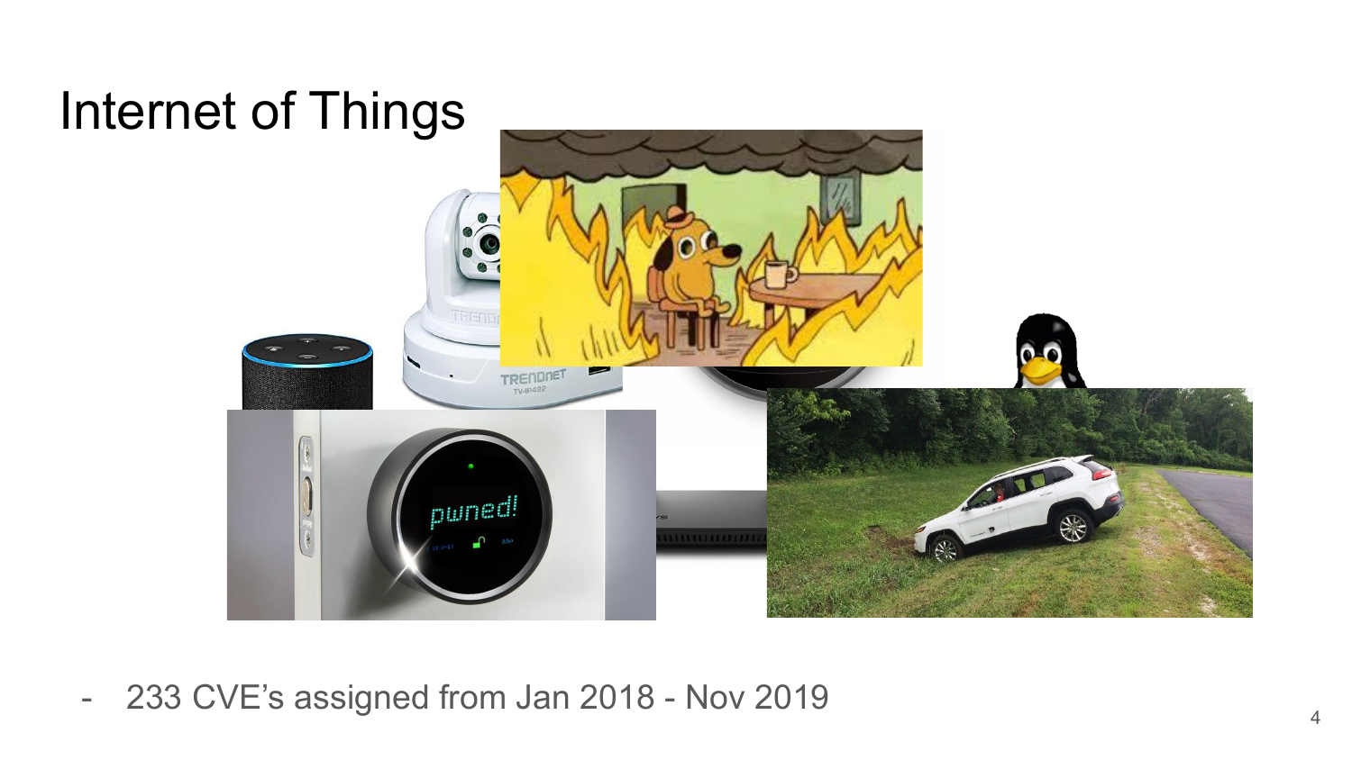# Internet of Things

- 233 CVE's assigned from Jan 2018 - Nov 2019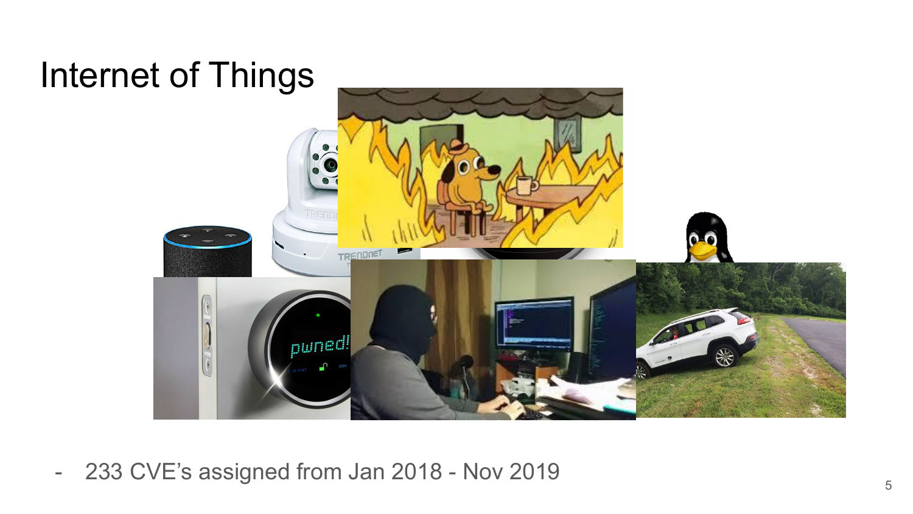# Internet of Things

- 233 CVE's assigned from Jan 2018 - Nov 2019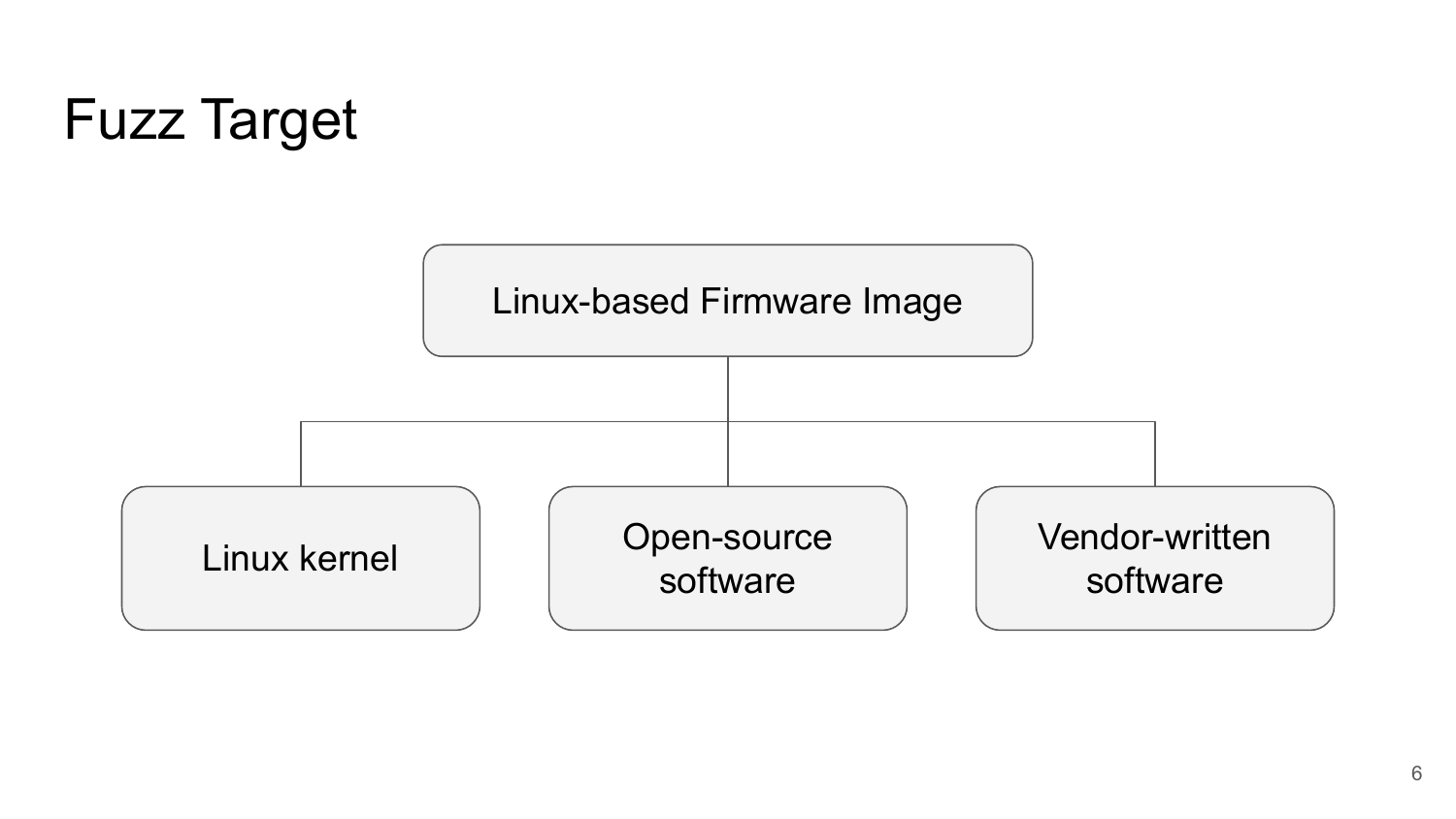# Fuzz Target

- Linux-based Firmware Image
  - Linux kernel
  - Open-source software
  - Vendor-written software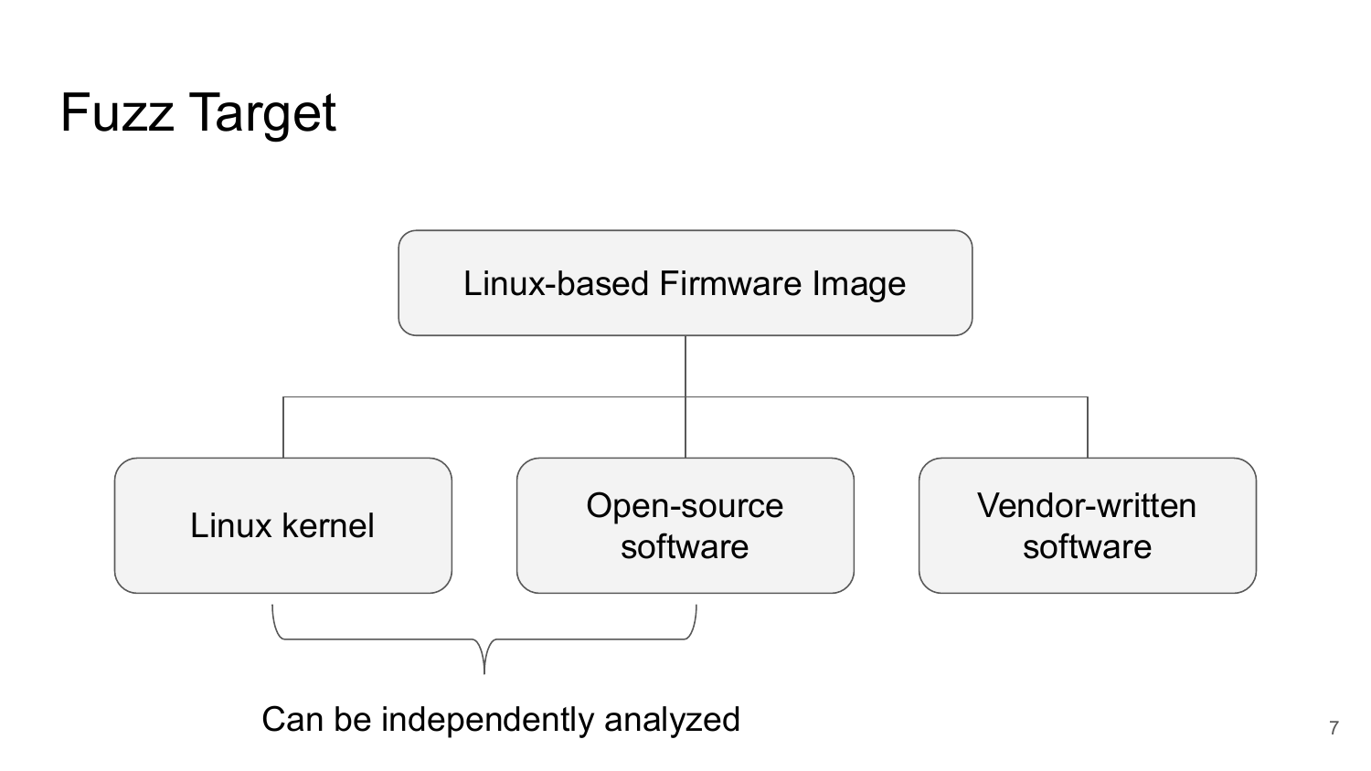# Fuzz Target

- Linux-based Firmware Image
  - Linux kernel
  - Open-source software
  - Vendor-written software

Linux kernel and Open-source software: Can be independently analyzed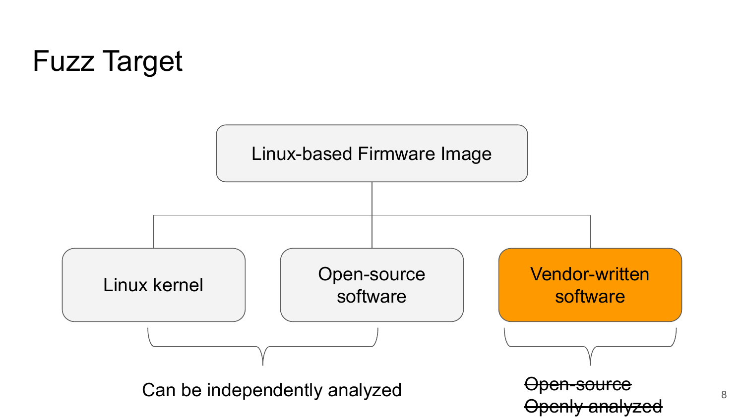# Fuzz Target

- Linux-based Firmware Image
  - Linux kernel
  - Open-source software
  - Vendor-written software

Linux kernel and Open-source software: Can be independently analyzed

Vendor-written software: ~~Open-source~~ ~~Openly analyzed~~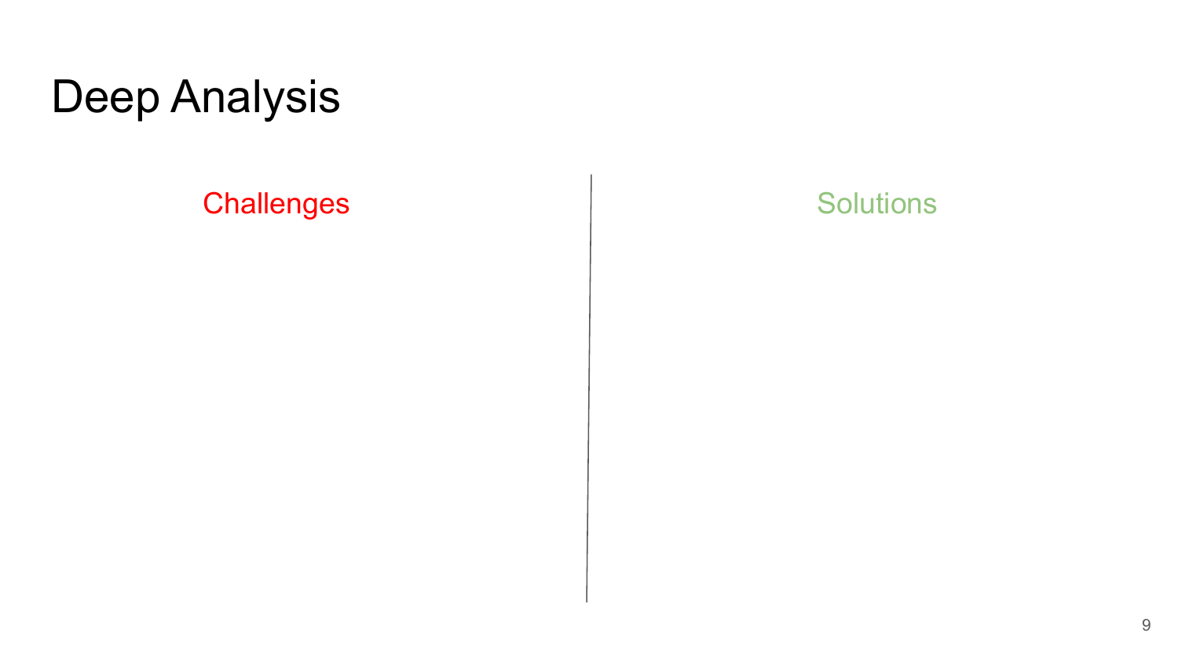# Deep Analysis

| Challenges | Solutions |
| --- | --- |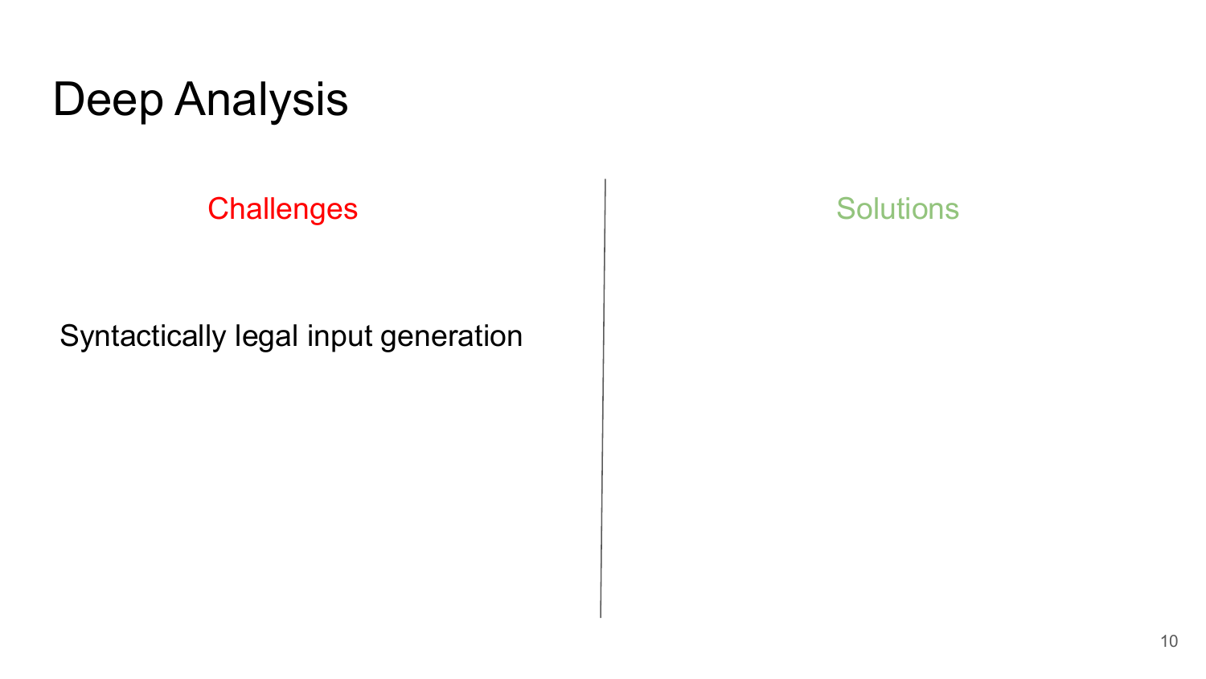# Deep Analysis

| Challenges | Solutions |
| --- | --- |
| Syntactically legal input generation | |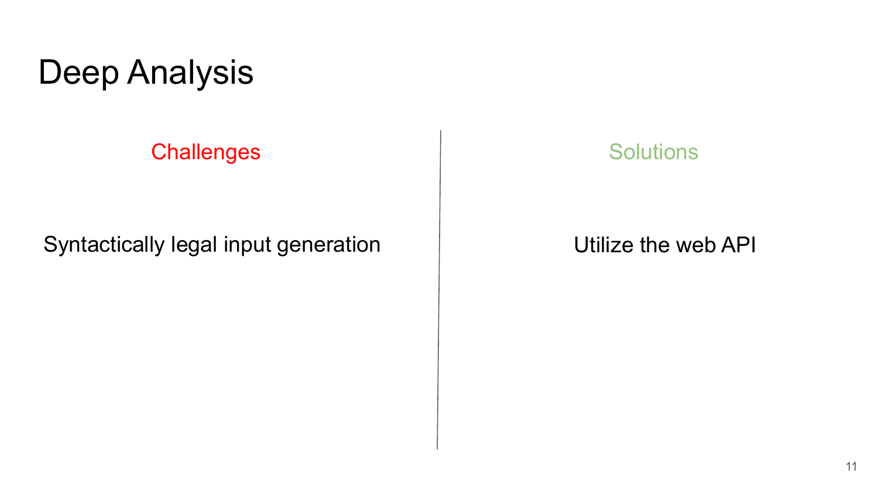# Deep Analysis

| Challenges | Solutions |
| --- | --- |
| Syntactically legal input generation | Utilize the web API |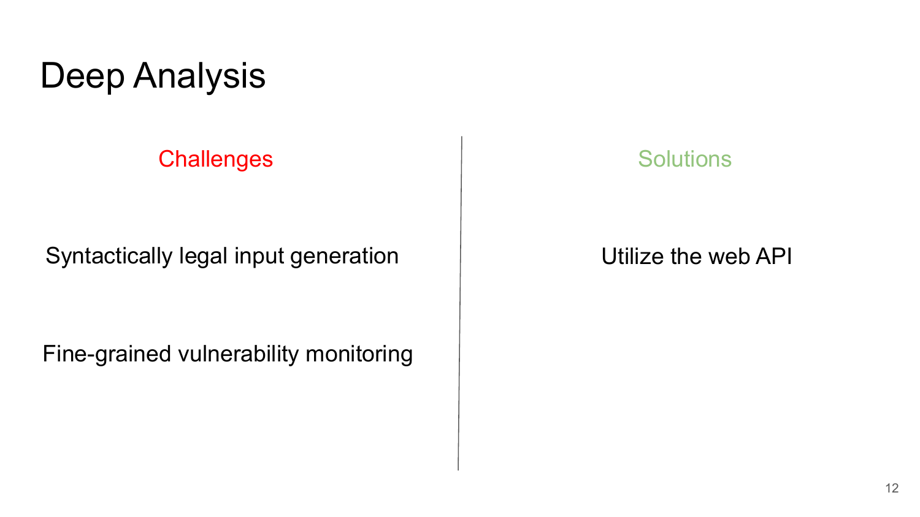# Deep Analysis

| Challenges | Solutions |
| --- | --- |
| Syntactically legal input generation | Utilize the web API |
| Fine-grained vulnerability monitoring | |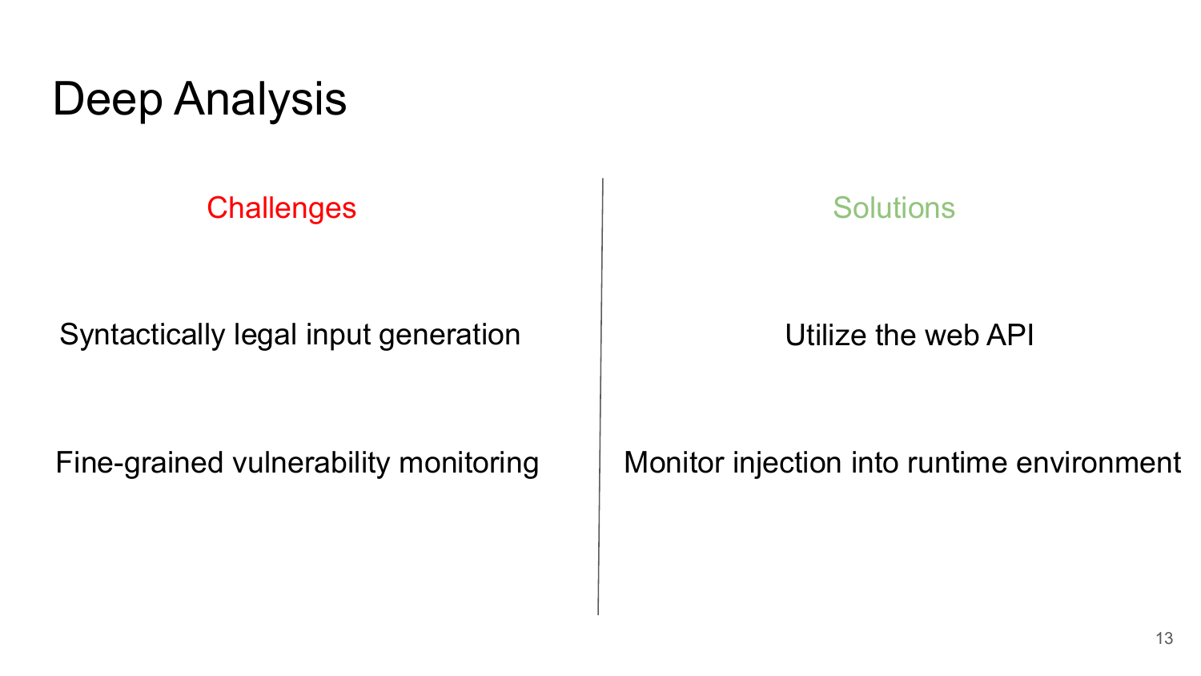# Deep Analysis

| Challenges | Solutions |
| --- | --- |
| Syntactically legal input generation | Utilize the web API |
| Fine-grained vulnerability monitoring | Monitor injection into runtime environment |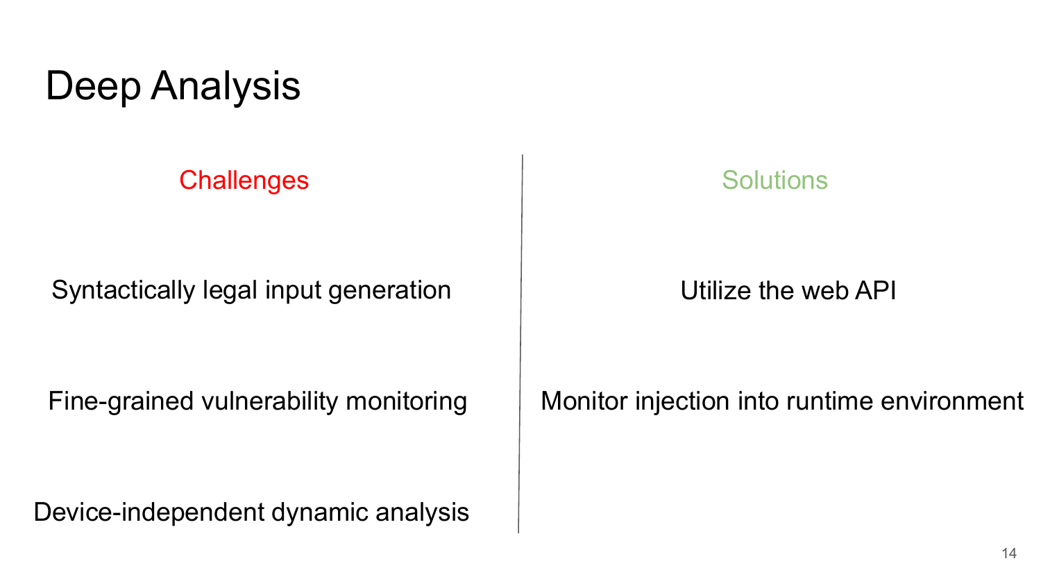# Deep Analysis

| Challenges | Solutions |
| --- | --- |
| Syntactically legal input generation | Utilize the web API |
| Fine-grained vulnerability monitoring | Monitor injection into runtime environment |
| Device-independent dynamic analysis | |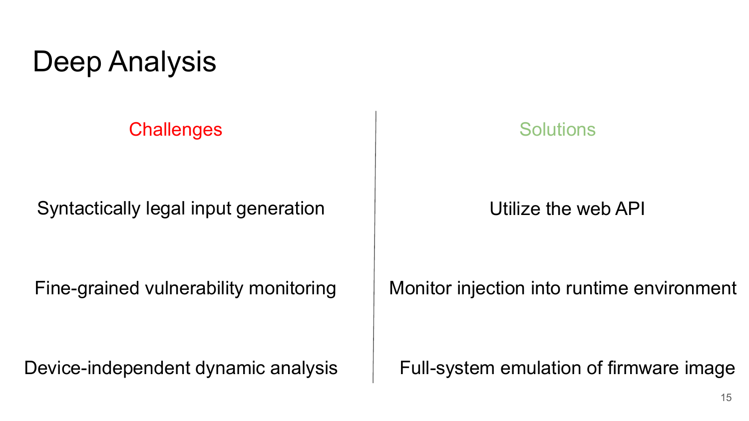# Deep Analysis

| Challenges | Solutions |
| --- | --- |
| Syntactically legal input generation | Utilize the web API |
| Fine-grained vulnerability monitoring | Monitor injection into runtime environment |
| Device-independent dynamic analysis | Full-system emulation of firmware image |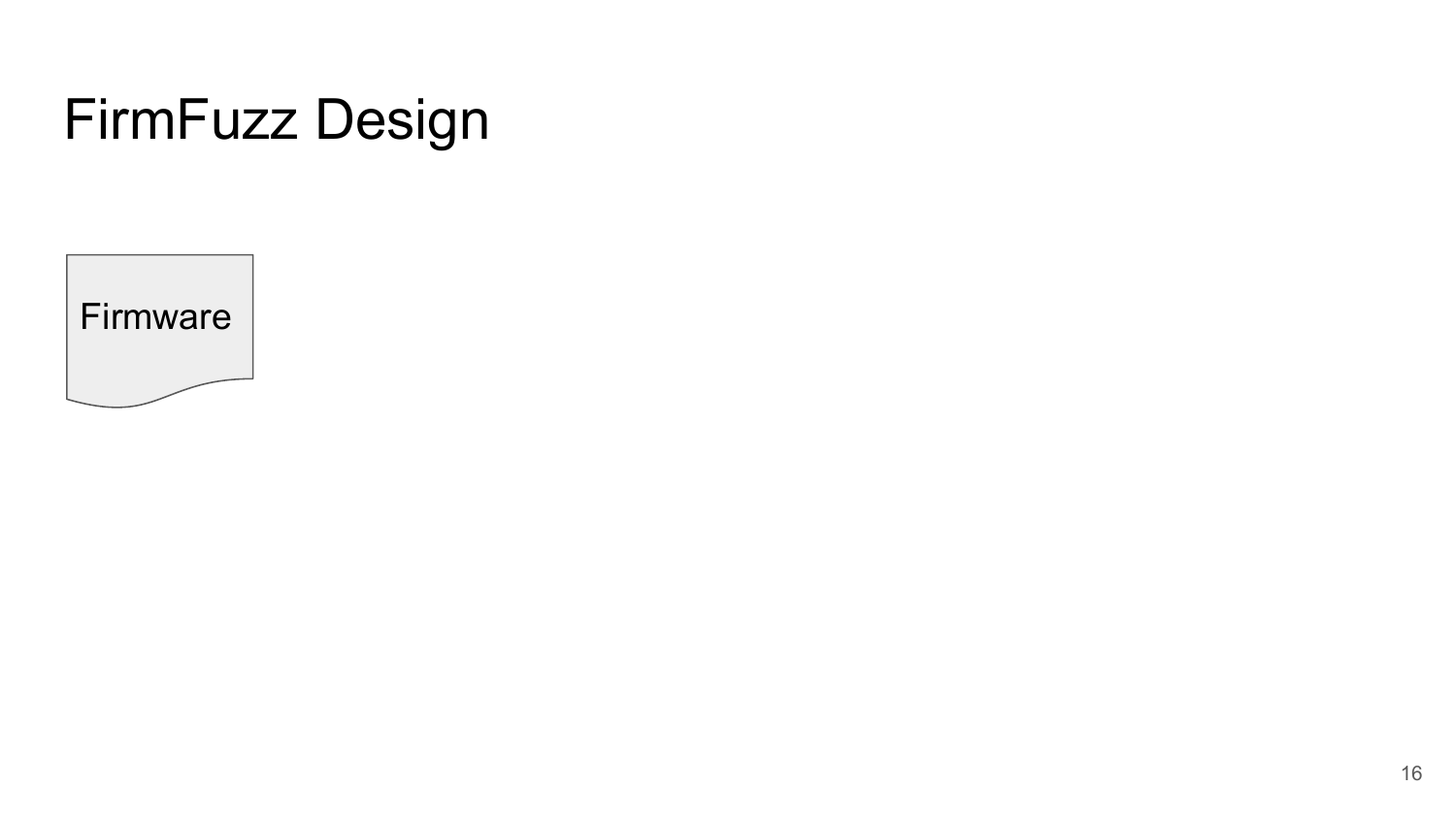# FirmFuzz Design

Firmware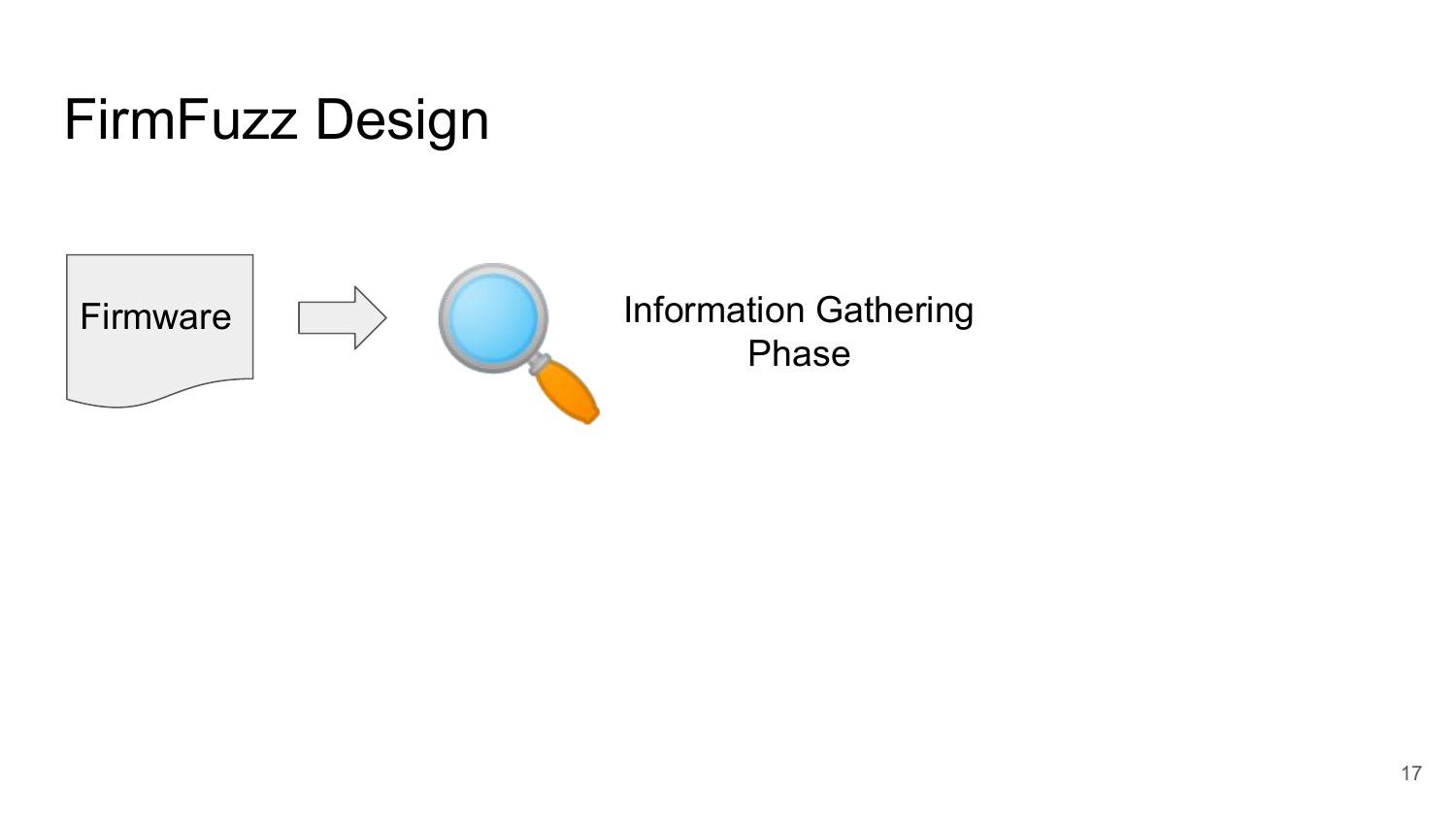# FirmFuzz Design

Firmware

Information Gathering Phase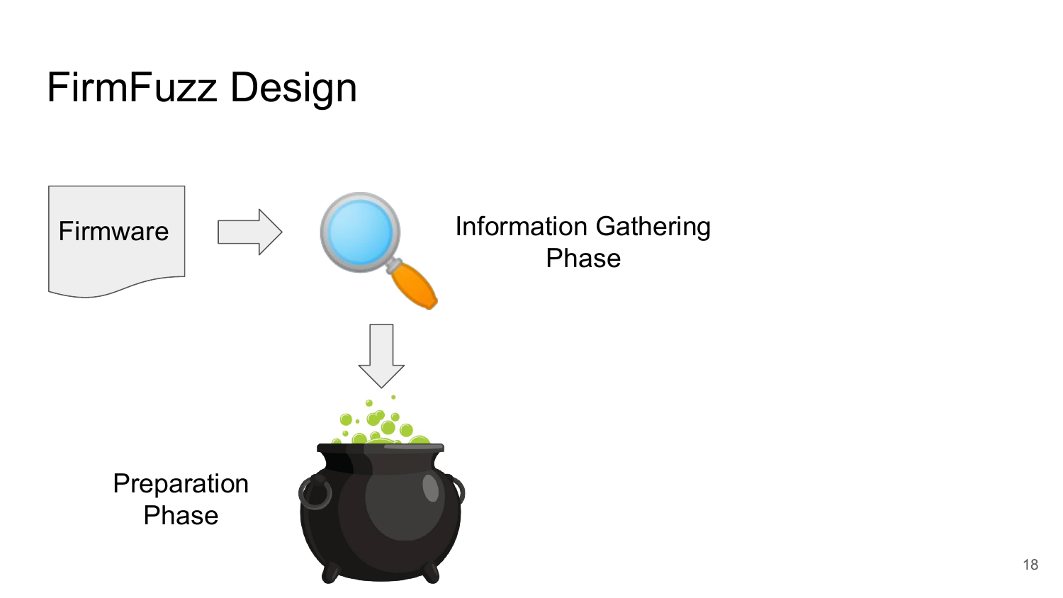# FirmFuzz Design

Firmware

Information Gathering Phase

Preparation Phase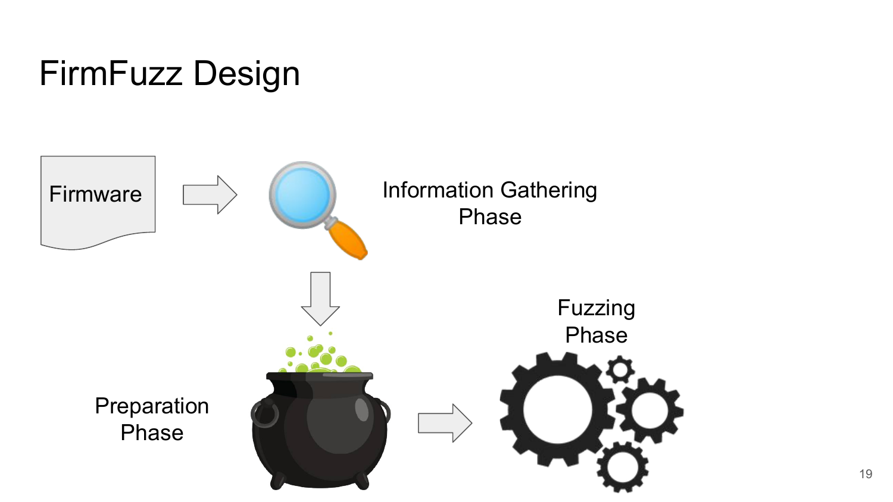# FirmFuzz Design

Firmware

Information Gathering Phase

Preparation Phase

Fuzzing Phase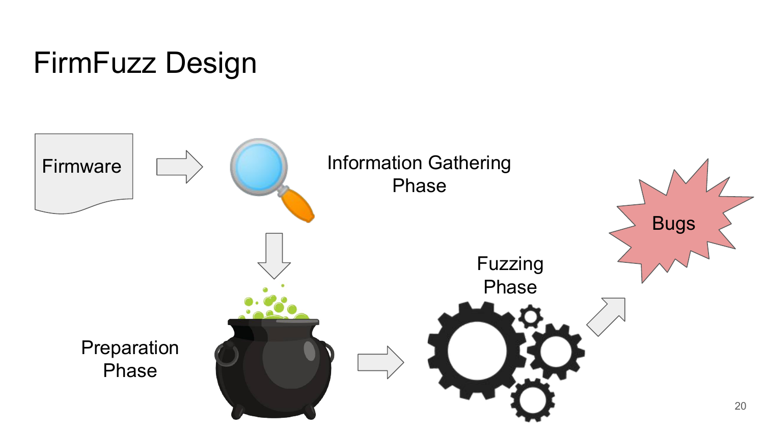# FirmFuzz Design

Firmware

Information Gathering Phase

Preparation Phase

Fuzzing Phase

Bugs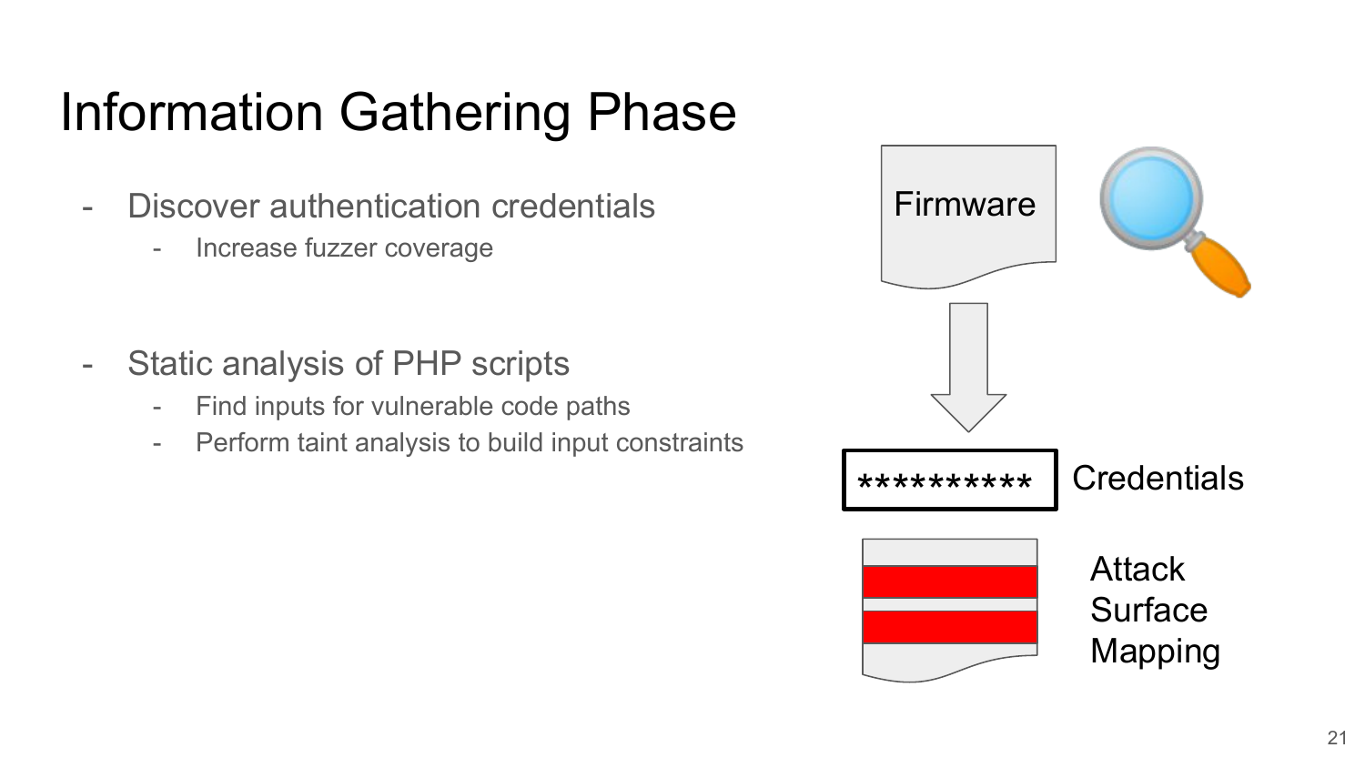# Information Gathering Phase

- Discover authentication credentials
  - Increase fuzzer coverage

- Static analysis of PHP scripts
  - Find inputs for vulnerable code paths
  - Perform taint analysis to build input constraints

Firmware

********** Credentials

Attack Surface Mapping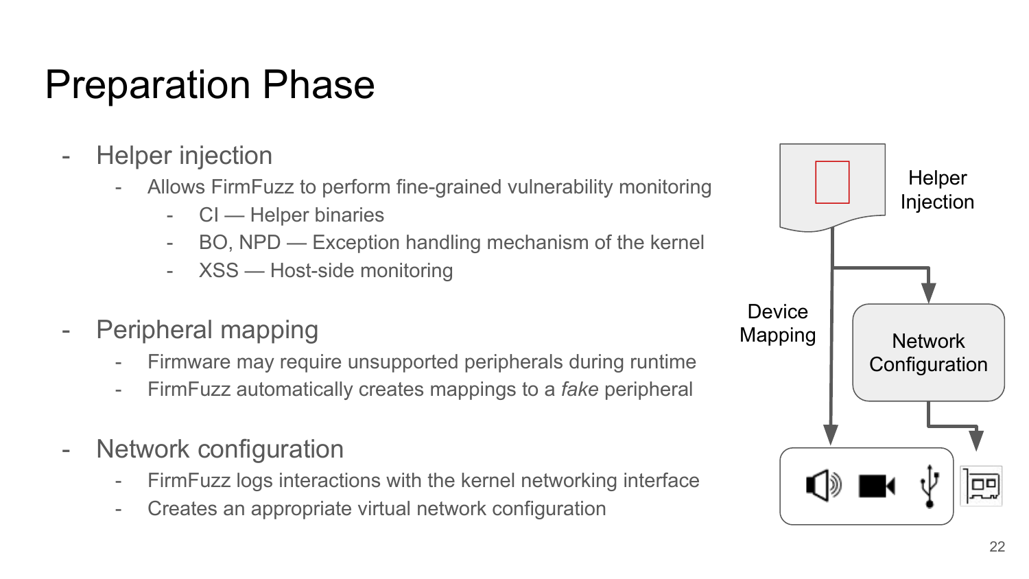# Preparation Phase

- Helper injection
  - Allows FirmFuzz to perform fine-grained vulnerability monitoring
    - CI — Helper binaries
    - BO, NPD — Exception handling mechanism of the kernel
    - XSS — Host-side monitoring
- Peripheral mapping
  - Firmware may require unsupported peripherals during runtime
  - FirmFuzz automatically creates mappings to a *fake* peripheral
- Network configuration
  - FirmFuzz logs interactions with the kernel networking interface
  - Creates an appropriate virtual network configuration

Helper Injection

Device Mapping

Network Configuration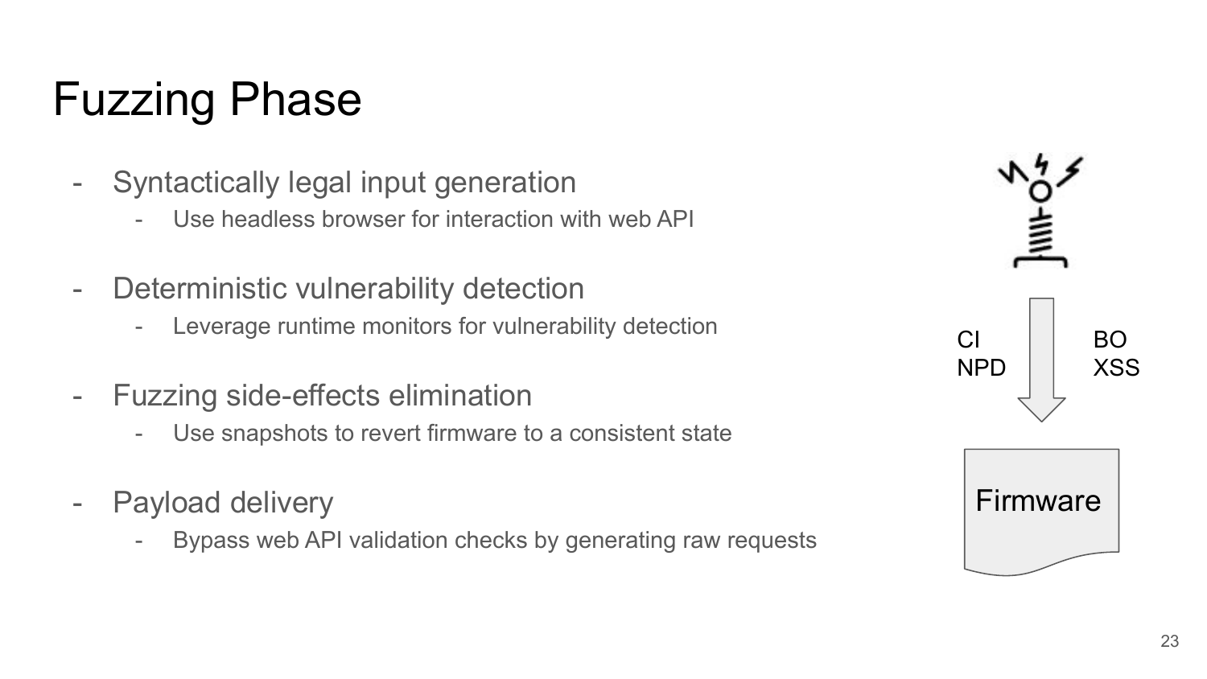# Fuzzing Phase

- Syntactically legal input generation
  - Use headless browser for interaction with web API
- Deterministic vulnerability detection
  - Leverage runtime monitors for vulnerability detection
- Fuzzing side-effects elimination
  - Use snapshots to revert firmware to a consistent state
- Payload delivery
  - Bypass web API validation checks by generating raw requests

CI
NPD

BO
XSS

Firmware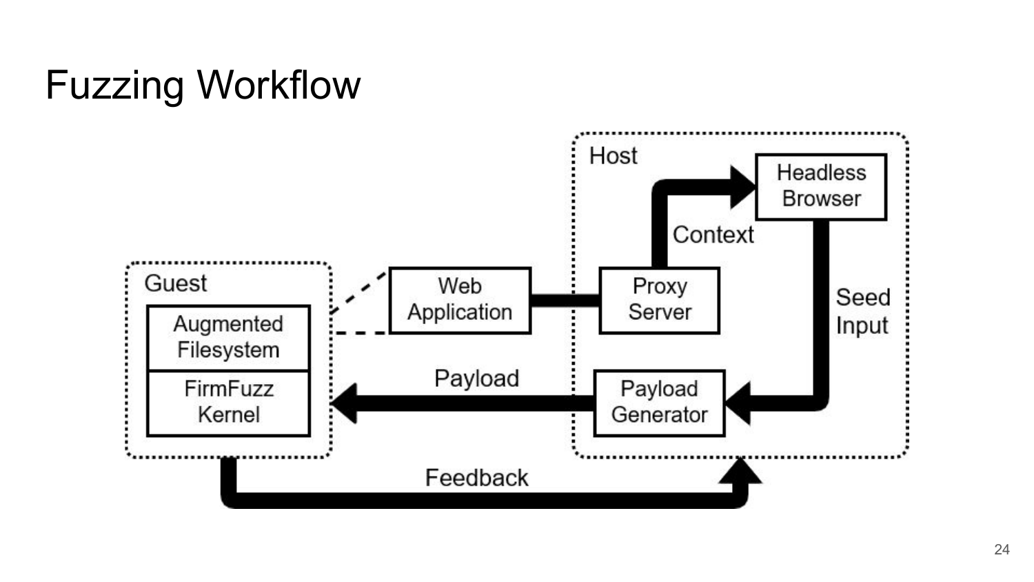# Fuzzing Workflow

Host

Headless Browser

Context

Guest

Augmented Filesystem

FirmFuzz Kernel

Web Application

Proxy Server

Seed Input

Payload

Payload Generator

Feedback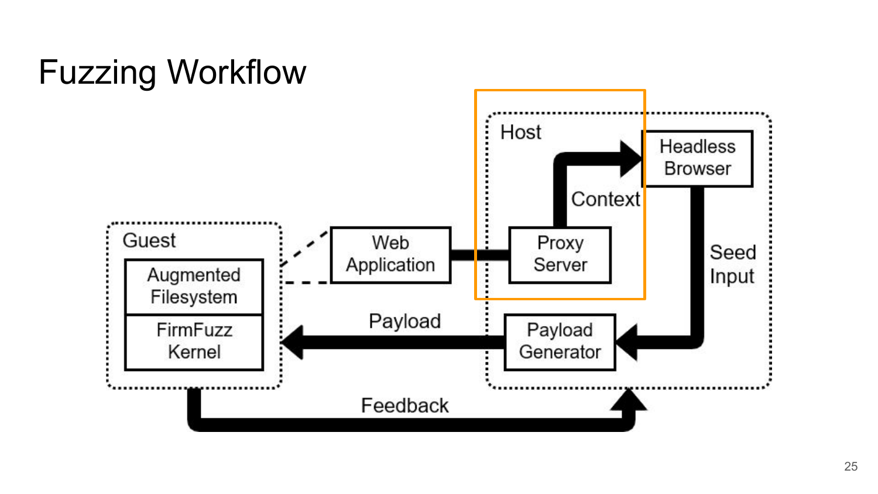# Fuzzing Workflow

Guest

Augmented Filesystem

FirmFuzz Kernel

Web Application

Host

Proxy Server

Context

Headless Browser

Seed Input

Payload Generator

Payload

Feedback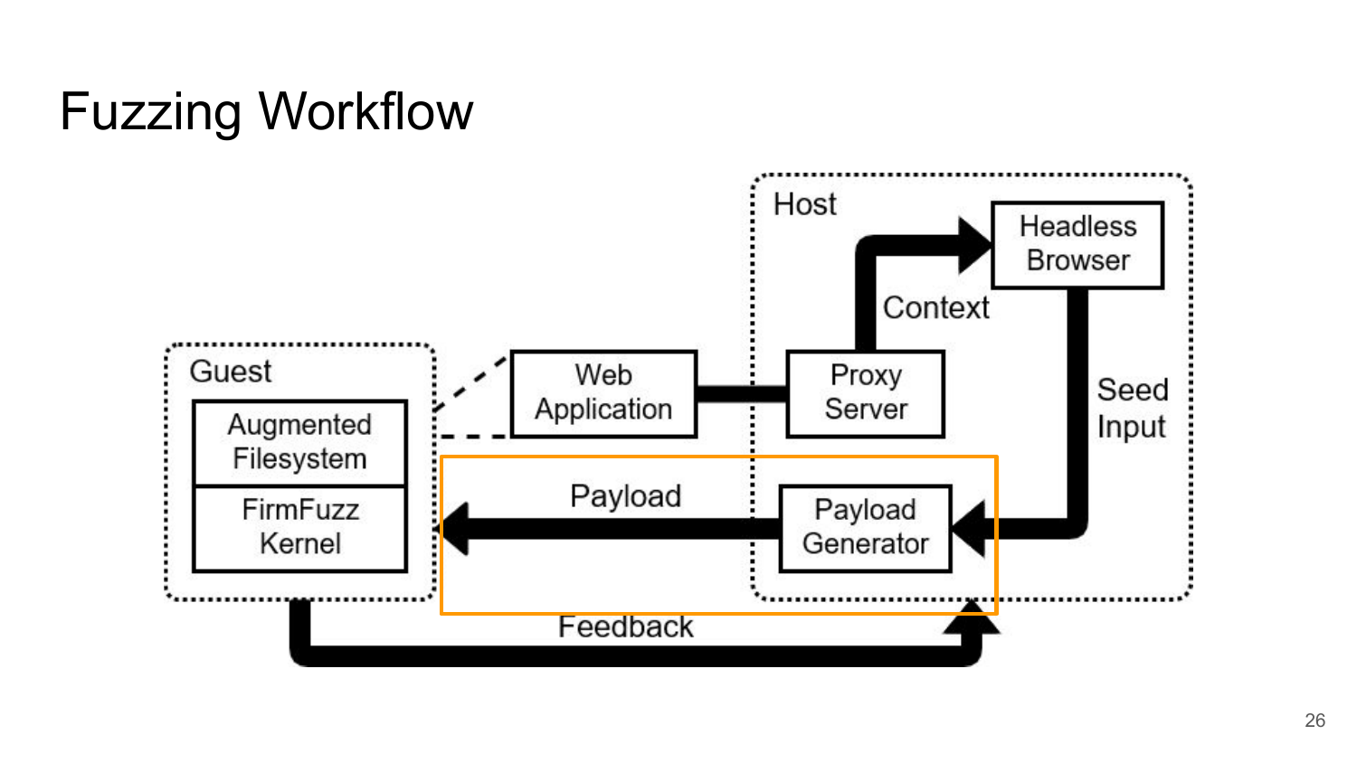# Fuzzing Workflow

Host

Headless Browser

Context

Seed Input

Proxy Server

Web Application

Guest

Augmented Filesystem

FirmFuzz Kernel

Payload

Payload Generator

Feedback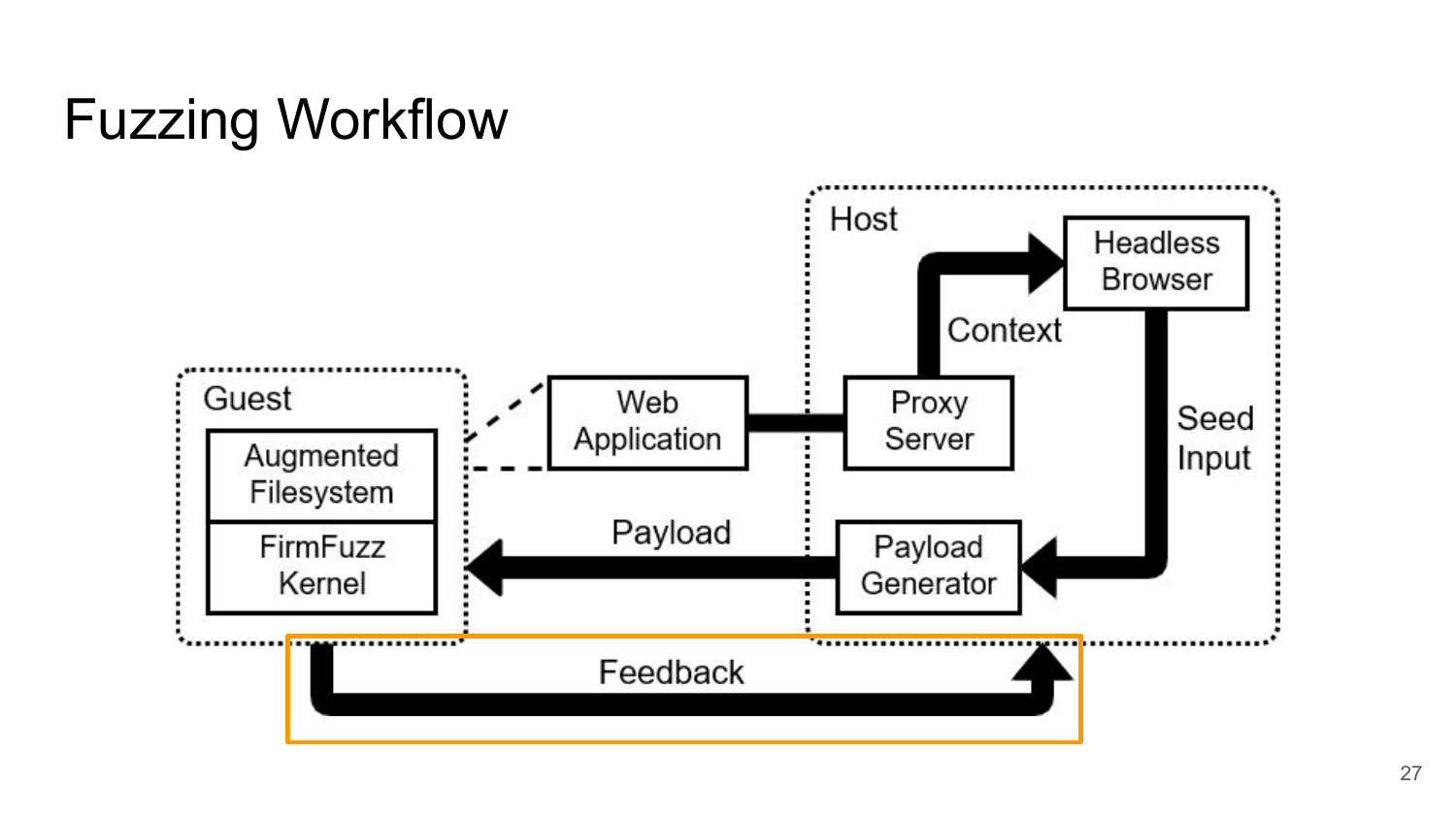# Fuzzing Workflow

Host

Headless Browser

Context

Proxy Server

Seed Input

Guest

Augmented Filesystem

FirmFuzz Kernel

Web Application

Payload

Payload Generator

Feedback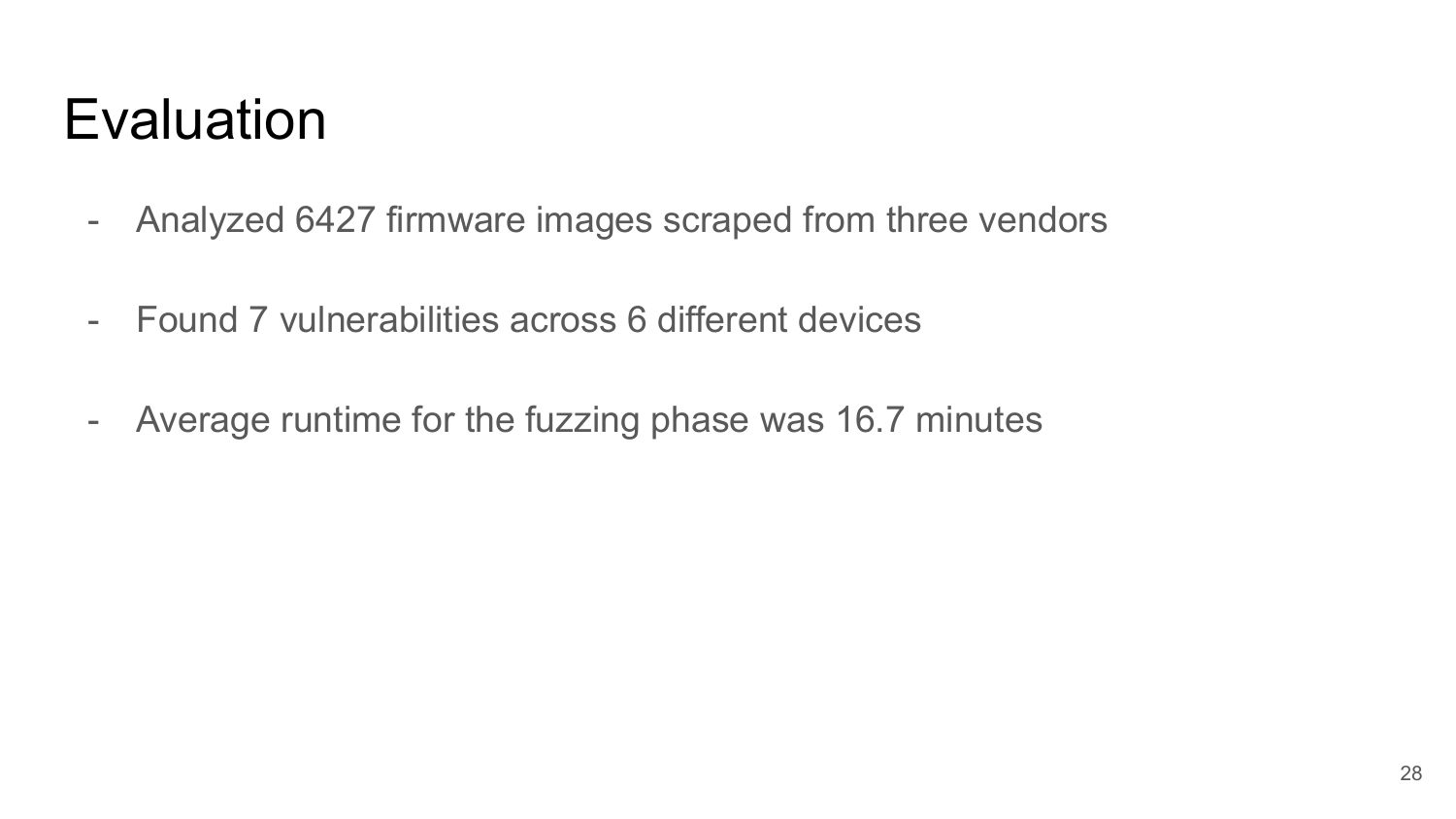# Evaluation

- Analyzed 6427 firmware images scraped from three vendors
- Found 7 vulnerabilities across 6 different devices
- Average runtime for the fuzzing phase was 16.7 minutes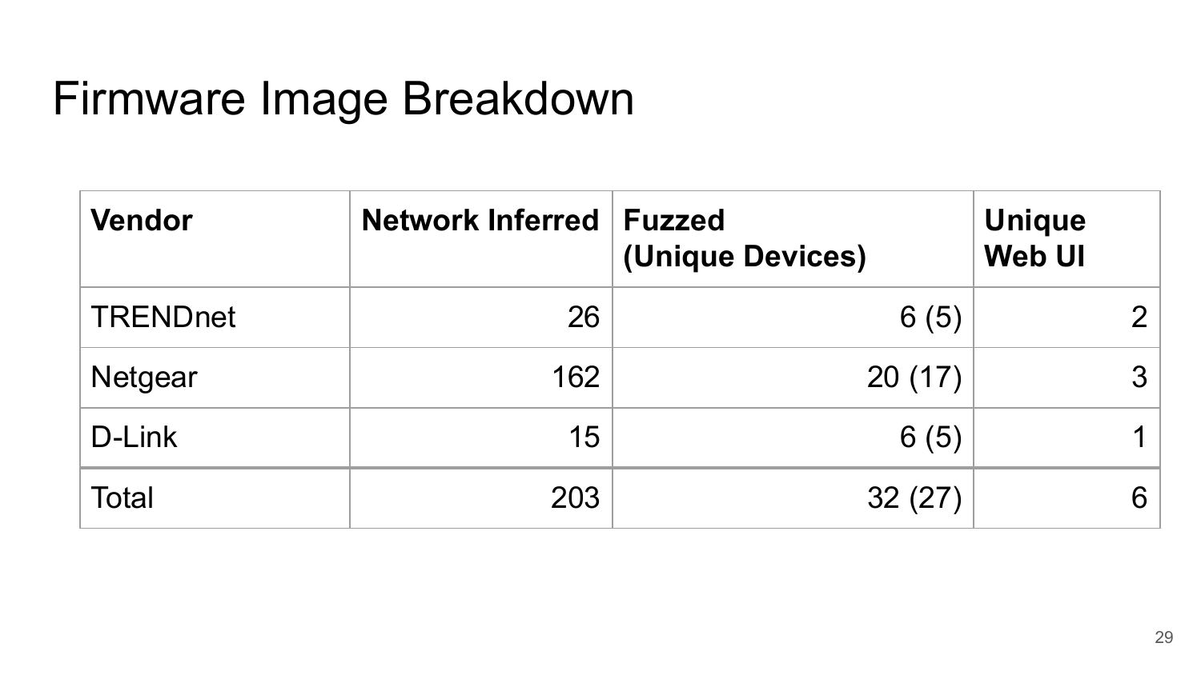# Firmware Image Breakdown

| Vendor | Network Inferred | Fuzzed (Unique Devices) | Unique Web UI |
|---|---:|---:|---:|
| TRENDnet | 26 | 6 (5) | 2 |
| Netgear | 162 | 20 (17) | 3 |
| D-Link | 15 | 6 (5) | 1 |
| Total | 203 | 32 (27) | 6 |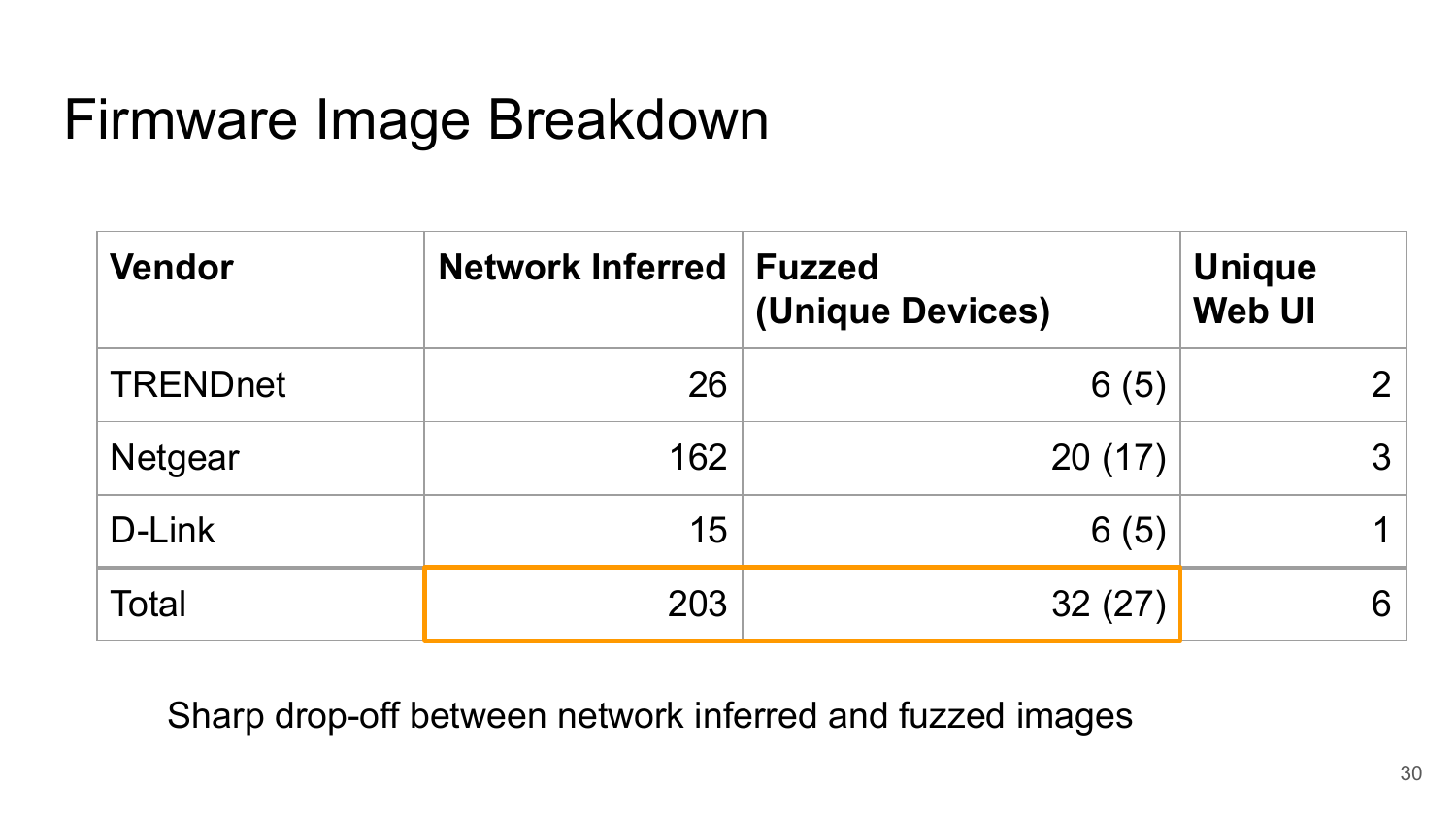# Firmware Image Breakdown

| Vendor | Network Inferred | Fuzzed (Unique Devices) | Unique Web UI |
|---|---|---|---|
| TRENDnet | 26 | 6 (5) | 2 |
| Netgear | 162 | 20 (17) | 3 |
| D-Link | 15 | 6 (5) | 1 |
| Total | 203 | 32 (27) | 6 |

Sharp drop-off between network inferred and fuzzed images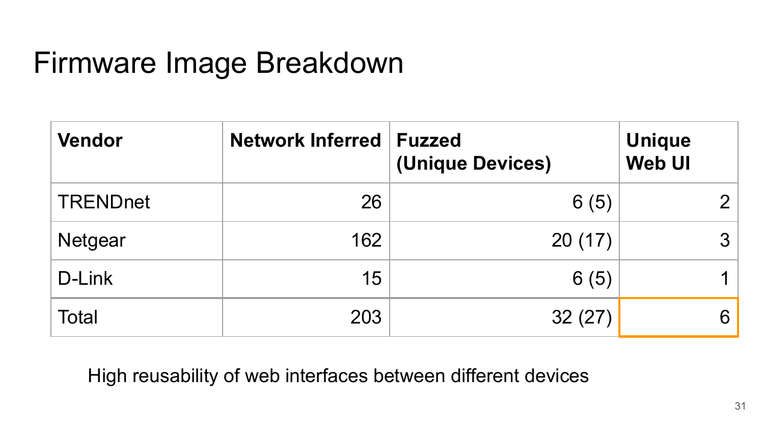# Firmware Image Breakdown

| Vendor | Network Inferred | Fuzzed (Unique Devices) | Unique Web UI |
|---|---:|---:|---:|
| TRENDnet | 26 | 6 (5) | 2 |
| Netgear | 162 | 20 (17) | 3 |
| D-Link | 15 | 6 (5) | 1 |
| Total | 203 | 32 (27) | 6 |

High reusability of web interfaces between different devices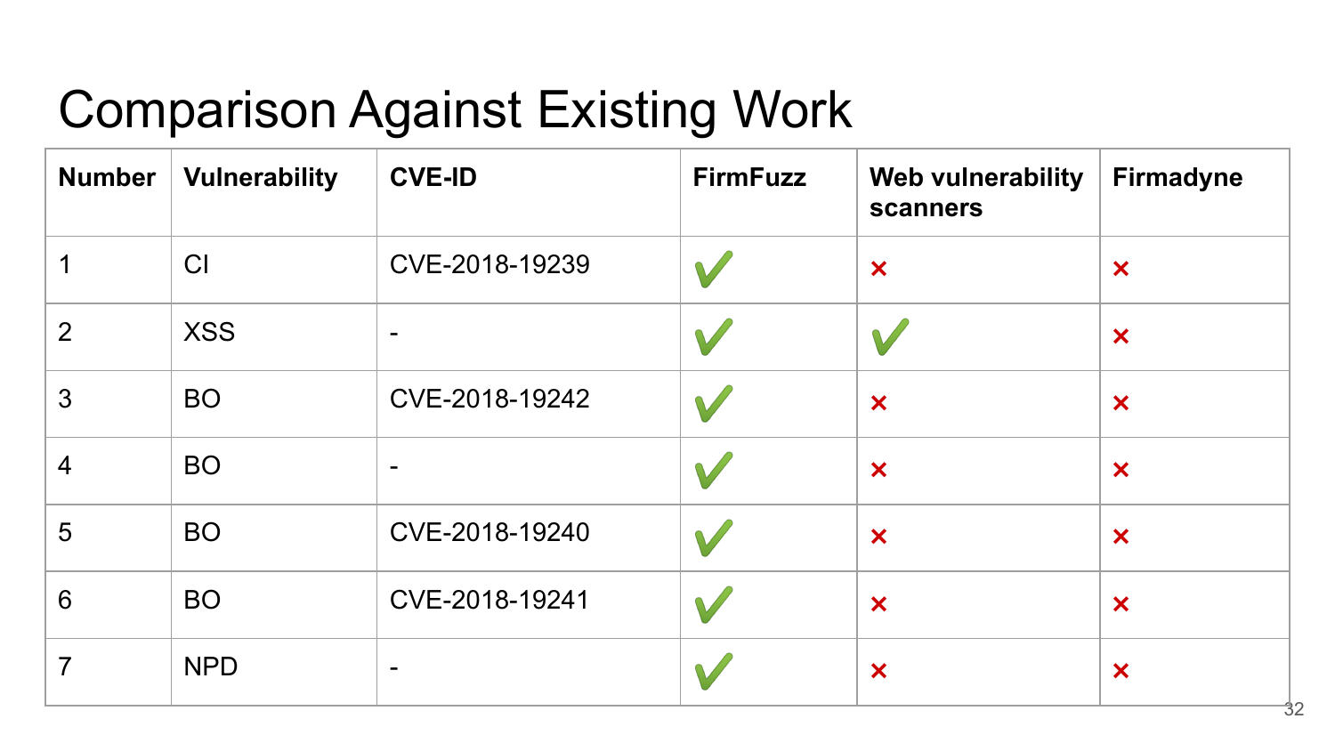# Comparison Against Existing Work

| Number | Vulnerability | CVE-ID | FirmFuzz | Web vulnerability scanners | Firmadyne |
|---|---|---|---|---|---|
| 1 | CI | CVE-2018-19239 | ✓ | ✗ | ✗ |
| 2 | XSS | - | ✓ | ✓ | ✗ |
| 3 | BO | CVE-2018-19242 | ✓ | ✗ | ✗ |
| 4 | BO | - | ✓ | ✗ | ✗ |
| 5 | BO | CVE-2018-19240 | ✓ | ✗ | ✗ |
| 6 | BO | CVE-2018-19241 | ✓ | ✗ | ✗ |
| 7 | NPD | - | ✓ | ✗ | ✗ |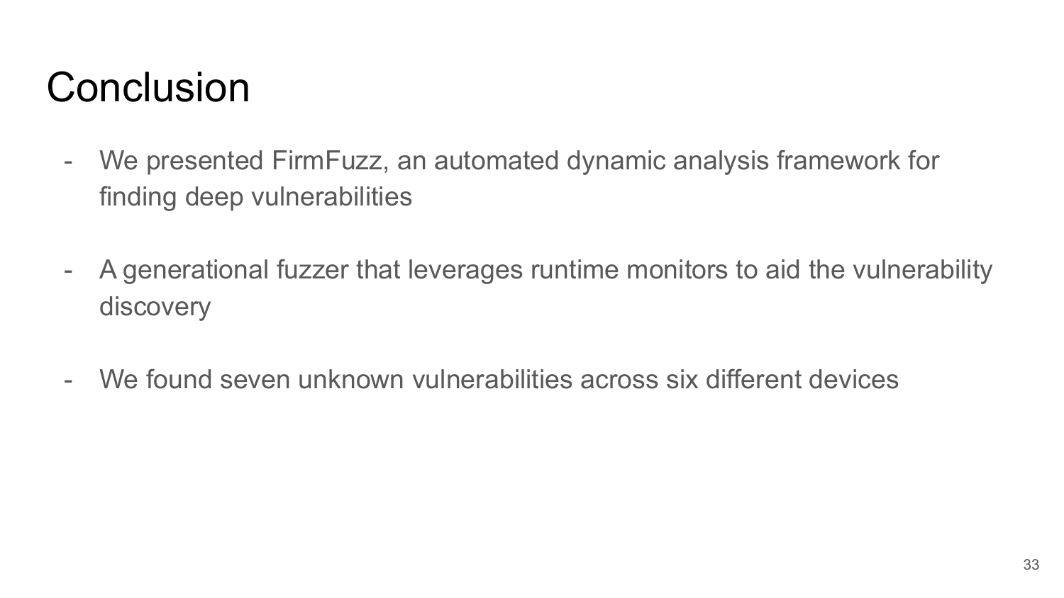# Conclusion

- We presented FirmFuzz, an automated dynamic analysis framework for finding deep vulnerabilities

- A generational fuzzer that leverages runtime monitors to aid the vulnerability discovery

- We found seven unknown vulnerabilities across six different devices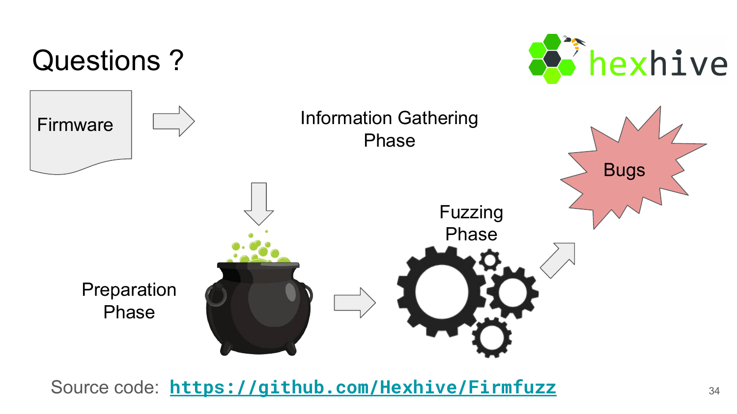# Questions ?

hexhive

Firmware

Information Gathering Phase

Bugs

Fuzzing Phase

Preparation Phase

Source code: https://github.com/Hexhive/Firmfuzz